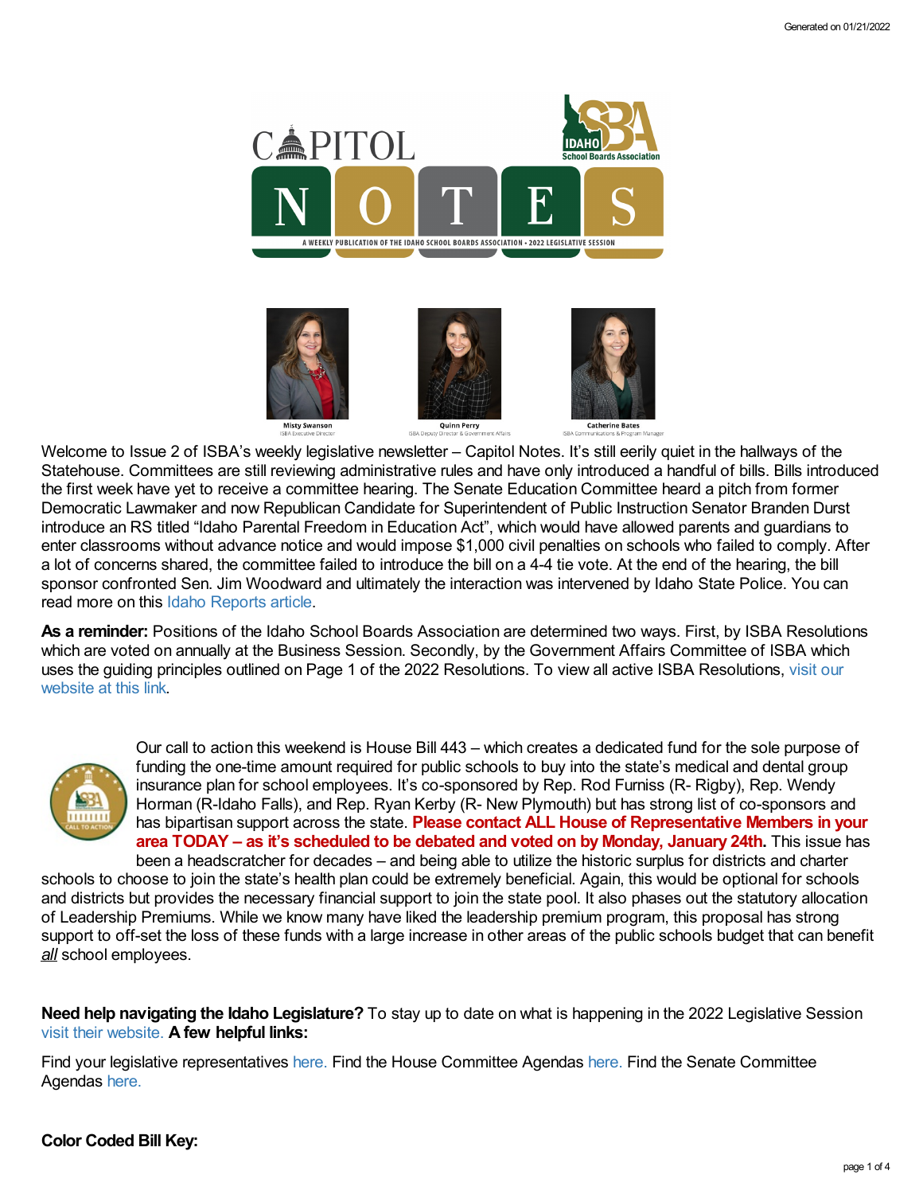# CAPITOL NOTES

A WEEKLY PUBLICATION OF THE IDAHO SCHOOL BOARDS ASSOCIATION • 2022 LEGISLATIVE SESSION

Misty Swanson, ISBA Executive Director
Quinn Perry, ISBA Deputy Director & Government Affairs
Catherine Bates, ISBA Communications & Program Manager

Welcome to Issue 2 of ISBA's weekly legislative newsletter – Capitol Notes. It's still eerily quiet in the hallways of the Statehouse. Committees are still reviewing administrative rules and have only introduced a handful of bills. Bills introduced the first week have yet to receive a committee hearing. The Senate Education Committee heard a pitch from former Democratic Lawmaker and now Republican Candidate for Superintendent of Public Instruction Senator Branden Durst introduce an RS titled "Idaho Parental Freedom in Education Act", which would have allowed parents and guardians to enter classrooms without advance notice and would impose $1,000 civil penalties on schools who failed to comply. After a lot of concerns shared, the committee failed to introduce the bill on a 4-4 tie vote. At the end of the hearing, the bill sponsor confronted Sen. Jim Woodward and ultimately the interaction was intervened by Idaho State Police. You can read more on this Idaho Reports article.

**As a reminder:** Positions of the Idaho School Boards Association are determined two ways. First, by ISBA Resolutions which are voted on annually at the Business Session. Secondly, by the Government Affairs Committee of ISBA which uses the guiding principles outlined on Page 1 of the 2022 Resolutions. To view all active ISBA Resolutions, visit our website at this link.

Our call to action this weekend is House Bill 443 – which creates a dedicated fund for the sole purpose of funding the one-time amount required for public schools to buy into the state's medical and dental group insurance plan for school employees. It's co-sponsored by Rep. Rod Furniss (R- Rigby), Rep. Wendy Horman (R-Idaho Falls), and Rep. Ryan Kerby (R- New Plymouth) but has strong list of co-sponsors and has bipartisan support across the state. **Please contact ALL House of Representative Members in your area TODAY – as it's scheduled to be debated and voted on by Monday, January 24th.** This issue has been a headscratcher for decades – and being able to utilize the historic surplus for districts and charter schools to choose to join the state's health plan could be extremely beneficial. Again, this would be optional for schools and districts but provides the necessary financial support to join the state pool. It also phases out the statutory allocation of Leadership Premiums. While we know many have liked the leadership premium program, this proposal has strong support to off-set the loss of these funds with a large increase in other areas of the public schools budget that can benefit ***all*** school employees.

**Need help navigating the Idaho Legislature?** To stay up to date on what is happening in the 2022 Legislative Session visit their website. **A few helpful links:**

Find your legislative representatives here. Find the House Committee Agendas here. Find the Senate Committee Agendas here.

**Color Coded Bill Key:**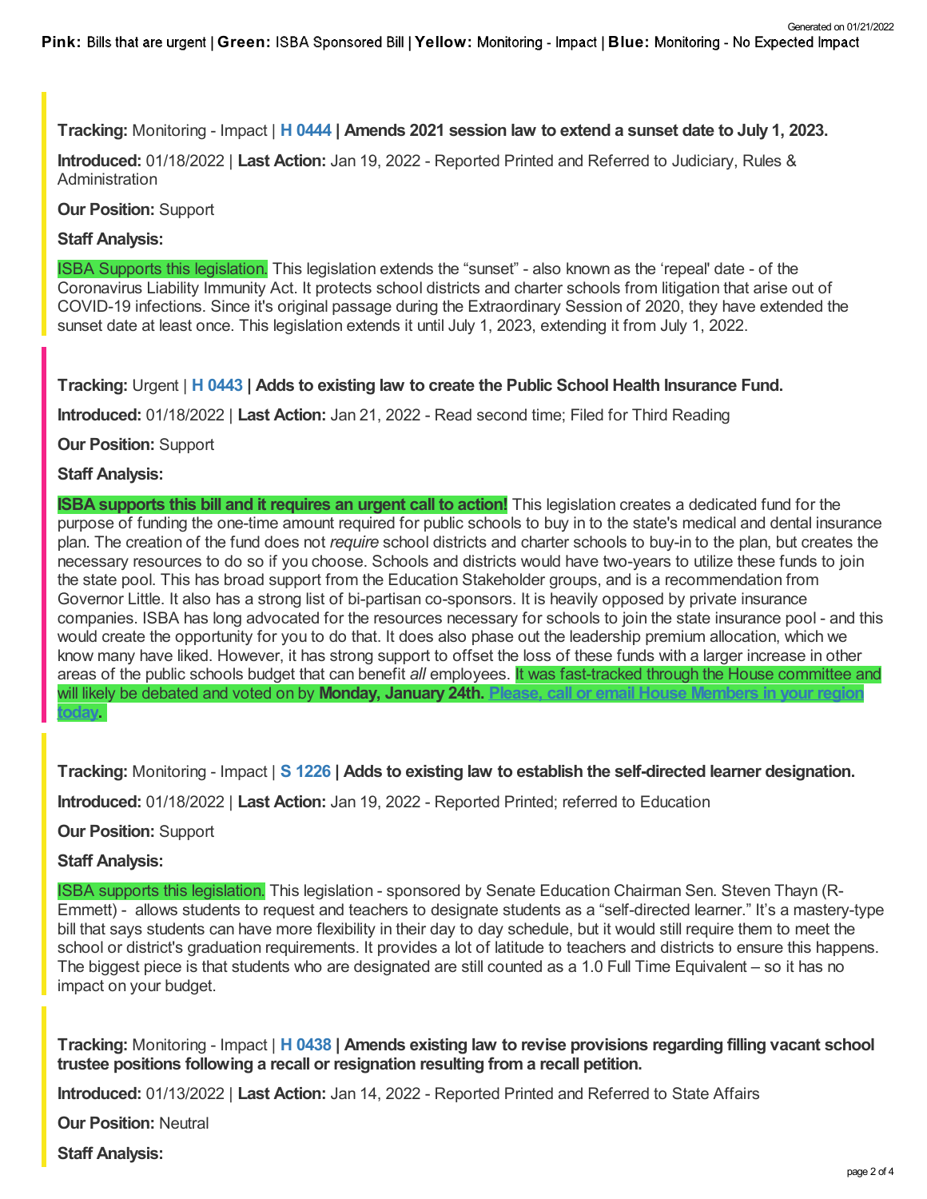**Pink:** Bills that are urgent | **Green:** ISBA Sponsored Bill | **Yellow:** Monitoring - Impact | **Blue:** Monitoring - No Expected Impact

**Tracking:** Monitoring - Impact | **H 0444 | Amends 2021 session law to extend a sunset date to July 1, 2023.**

**Introduced:** 01/18/2022 | **Last Action:** Jan 19, 2022 - Reported Printed and Referred to Judiciary, Rules & Administration

**Our Position:** Support

**Staff Analysis:**

ISBA Supports this legislation. This legislation extends the "sunset" - also known as the 'repeal' date - of the Coronavirus Liability Immunity Act. It protects school districts and charter schools from litigation that arise out of COVID-19 infections. Since it's original passage during the Extraordinary Session of 2020, they have extended the sunset date at least once. This legislation extends it until July 1, 2023, extending it from July 1, 2022.

**Tracking:** Urgent | **H 0443 | Adds to existing law to create the Public School Health Insurance Fund.**

**Introduced:** 01/18/2022 | **Last Action:** Jan 21, 2022 - Read second time; Filed for Third Reading

**Our Position:** Support

**Staff Analysis:**

**ISBA supports this bill and it requires an urgent call to action!** This legislation creates a dedicated fund for the purpose of funding the one-time amount required for public schools to buy in to the state's medical and dental insurance plan. The creation of the fund does not *require* school districts and charter schools to buy-in to the plan, but creates the necessary resources to do so if you choose. Schools and districts would have two-years to utilize these funds to join the state pool. This has broad support from the Education Stakeholder groups, and is a recommendation from Governor Little. It also has a strong list of bi-partisan co-sponsors. It is heavily opposed by private insurance companies. ISBA has long advocated for the resources necessary for schools to join the state insurance pool - and this would create the opportunity for you to do that. It does also phase out the leadership premium allocation, which we know many have liked. However, it has strong support to offset the loss of these funds with a larger increase in other areas of the public schools budget that can benefit *all* employees. It was fast-tracked through the House committee and will likely be debated and voted on by **Monday, January 24th. Please, call or email House Members in your region today.**

**Tracking:** Monitoring - Impact | **S 1226 | Adds to existing law to establish the self-directed learner designation.**

**Introduced:** 01/18/2022 | **Last Action:** Jan 19, 2022 - Reported Printed; referred to Education

**Our Position:** Support

**Staff Analysis:**

ISBA supports this legislation. This legislation - sponsored by Senate Education Chairman Sen. Steven Thayn (R-Emmett) - allows students to request and teachers to designate students as a "self-directed learner." It's a mastery-type bill that says students can have more flexibility in their day to day schedule, but it would still require them to meet the school or district's graduation requirements. It provides a lot of latitude to teachers and districts to ensure this happens. The biggest piece is that students who are designated are still counted as a 1.0 Full Time Equivalent – so it has no impact on your budget.

**Tracking:** Monitoring - Impact | **H 0438 | Amends existing law to revise provisions regarding filling vacant school trustee positions following a recall or resignation resulting from a recall petition.**

**Introduced:** 01/13/2022 | **Last Action:** Jan 14, 2022 - Reported Printed and Referred to State Affairs

**Our Position:** Neutral

**Staff Analysis:**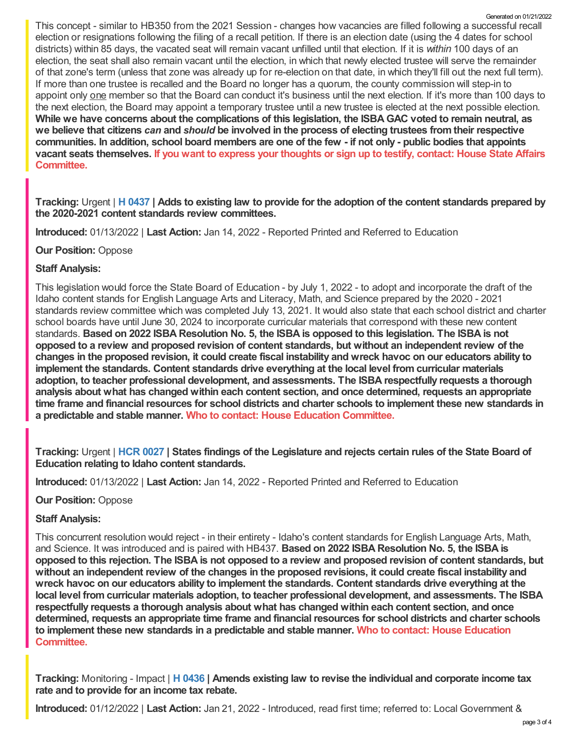This concept - similar to HB350 from the 2021 Session - changes how vacancies are filled following a successful recall election or resignations following the filing of a recall petition. If there is an election date (using the 4 dates for school districts) within 85 days, the vacated seat will remain vacant unfilled until that election. If it is *within* 100 days of an election, the seat shall also remain vacant until the election, in which that newly elected trustee will serve the remainder of that zone's term (unless that zone was already up for re-election on that date, in which they'll fill out the next full term). If more than one trustee is recalled and the Board no longer has a quorum, the county commission will step-in to appoint only <u>one</u> member so that the Board can conduct it's business until the next election. If it's more than 100 days to the next election, the Board may appoint a temporary trustee until a new trustee is elected at the next possible election. **While we have concerns about the complications of this legislation, the ISBA GAC voted to remain neutral, as we believe that citizens *can* and *should* be involved in the process of electing trustees from their respective communities. In addition, school board members are one of the few - if not only - public bodies that appoints vacant seats themselves. If you want to express your thoughts or sign up to testify, contact: House State Affairs Committee.**

**Tracking:** Urgent | **H 0437 | Adds to existing law to provide for the adoption of the content standards prepared by the 2020-2021 content standards review committees.**

**Introduced:** 01/13/2022 | **Last Action:** Jan 14, 2022 - Reported Printed and Referred to Education

**Our Position:** Oppose

**Staff Analysis:**

This legislation would force the State Board of Education - by July 1, 2022 - to adopt and incorporate the draft of the Idaho content stands for English Language Arts and Literacy, Math, and Science prepared by the 2020 - 2021 standards review committee which was completed July 13, 2021. It would also state that each school district and charter school boards have until June 30, 2024 to incorporate curricular materials that correspond with these new content standards. **Based on 2022 ISBA Resolution No. 5, the ISBA is opposed to this legislation. The ISBA is not opposed to a review and proposed revision of content standards, but without an independent review of the changes in the proposed revision, it could create fiscal instability and wreck havoc on our educators ability to implement the standards. Content standards drive everything at the local level from curricular materials adoption, to teacher professional development, and assessments. The ISBA respectfully requests a thorough analysis about what has changed within each content section, and once determined, requests an appropriate time frame and financial resources for school districts and charter schools to implement these new standards in a predictable and stable manner. Who to contact: House Education Committee.**

**Tracking:** Urgent | **HCR 0027 | States findings of the Legislature and rejects certain rules of the State Board of Education relating to Idaho content standards.**

**Introduced:** 01/13/2022 | **Last Action:** Jan 14, 2022 - Reported Printed and Referred to Education

**Our Position:** Oppose

**Staff Analysis:**

This concurrent resolution would reject - in their entirety - Idaho's content standards for English Language Arts, Math, and Science. It was introduced and is paired with HB437. **Based on 2022 ISBA Resolution No. 5, the ISBA is opposed to this rejection. The ISBA is not opposed to a review and proposed revision of content standards, but without an independent review of the changes in the proposed revisions, it could create fiscal instability and wreck havoc on our educators ability to implement the standards. Content standards drive everything at the local level from curricular materials adoption, to teacher professional development, and assessments. The ISBA respectfully requests a thorough analysis about what has changed within each content section, and once determined, requests an appropriate time frame and financial resources for school districts and charter schools to implement these new standards in a predictable and stable manner. Who to contact: House Education Committee.**

**Tracking:** Monitoring - Impact | **H 0436 | Amends existing law to revise the individual and corporate income tax rate and to provide for an income tax rebate.**

**Introduced:** 01/12/2022 | **Last Action:** Jan 21, 2022 - Introduced, read first time; referred to: Local Government &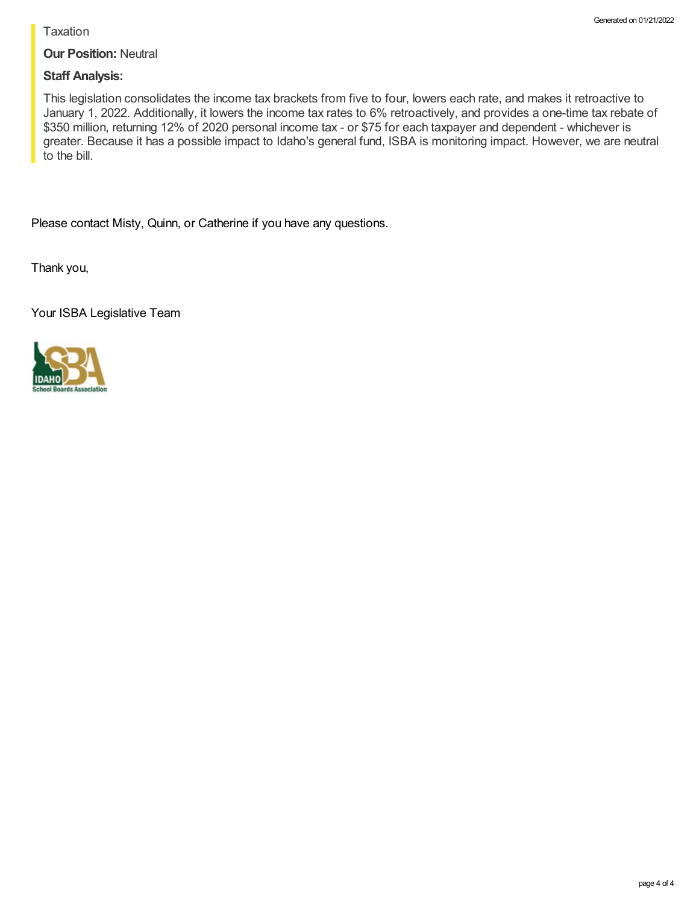Taxation

**Our Position:** Neutral

**Staff Analysis:**

This legislation consolidates the income tax brackets from five to four, lowers each rate, and makes it retroactive to January 1, 2022. Additionally, it lowers the income tax rates to 6% retroactively, and provides a one-time tax rebate of $350 million, returning 12% of 2020 personal income tax - or $75 for each taxpayer and dependent - whichever is greater. Because it has a possible impact to Idaho's general fund, ISBA is monitoring impact. However, we are neutral to the bill.

Please contact Misty, Quinn, or Catherine if you have any questions.

Thank you,

Your ISBA Legislative Team

IDAHO SBA School Boards Association